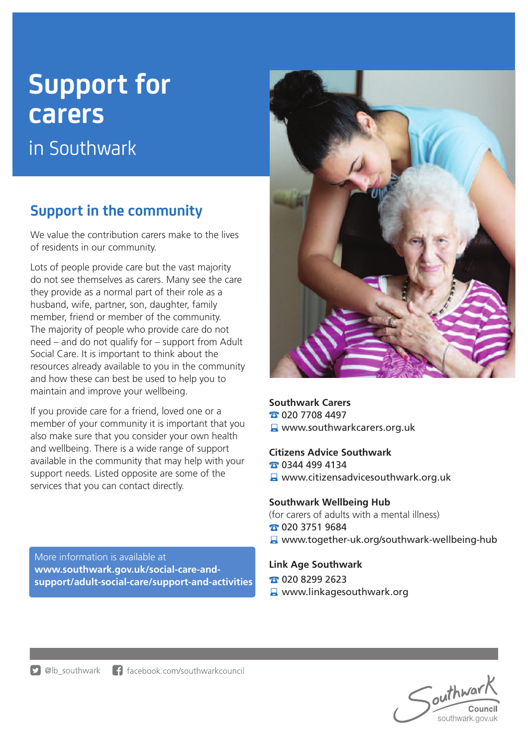# Support for carers

in Southwark

## Support in the community

We value the contribution carers make to the lives of residents in our community.

Lots of people provide care but the vast majority do not see themselves as carers. Many see the care they provide as a normal part of their role as a husband, wife, partner, son, daughter, family member, friend or member of the community. The majority of people who provide care do not need – and do not qualify for – support from Adult Social Care. It is important to think about the resources already available to you in the community and how these can best be used to help you to maintain and improve your wellbeing.

If you provide care for a friend, loved one or a member of your community it is important that you also make sure that you consider your own health and wellbeing. There is a wide range of support available in the community that may help with your support needs. Listed opposite are some of the services that you can contact directly.

More information is available at **www.southwark.gov.uk/social-care-and-support/adult-social-care/support-and-activities**

**Southwark Carers**
020 7708 4497
www.southwarkcarers.org.uk

**Citizens Advice Southwark**
0344 499 4134
www.citizensadvicesouthwark.org.uk

**Southwark Wellbeing Hub**
(for carers of adults with a mental illness)
020 3751 9684
www.together-uk.org/southwark-wellbeing-hub

**Link Age Southwark**
020 8299 2623
www.linkagesouthwark.org

@lb_southwark facebook.com/southwarkcouncil

Southwark Council
southwark.gov.uk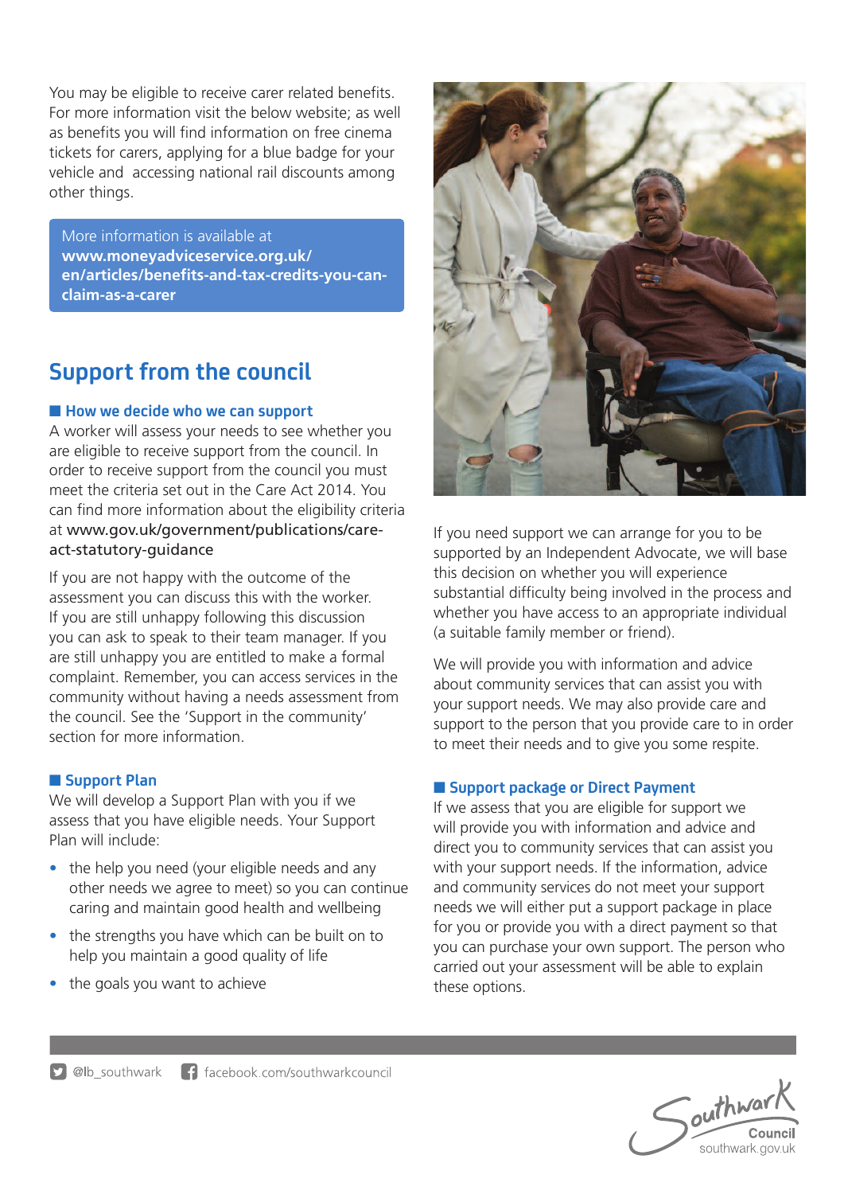You may be eligible to receive carer related benefits. For more information visit the below website; as well as benefits you will find information on free cinema tickets for carers, applying for a blue badge for your vehicle and accessing national rail discounts among other things.

More information is available at **www.moneyadviceservice.org.uk/en/articles/benefits-and-tax-credits-you-can-claim-as-a-carer**

## Support from the council

### How we decide who we can support

A worker will assess your needs to see whether you are eligible to receive support from the council. In order to receive support from the council you must meet the criteria set out in the Care Act 2014. You can find more information about the eligibility criteria at www.gov.uk/government/publications/care-act-statutory-guidance

If you are not happy with the outcome of the assessment you can discuss this with the worker. If you are still unhappy following this discussion you can ask to speak to their team manager. If you are still unhappy you are entitled to make a formal complaint. Remember, you can access services in the community without having a needs assessment from the council. See the 'Support in the community' section for more information.

### Support Plan

We will develop a Support Plan with you if we assess that you have eligible needs. Your Support Plan will include:

- the help you need (your eligible needs and any other needs we agree to meet) so you can continue caring and maintain good health and wellbeing
- the strengths you have which can be built on to help you maintain a good quality of life
- the goals you want to achieve

If you need support we can arrange for you to be supported by an Independent Advocate, we will base this decision on whether you will experience substantial difficulty being involved in the process and whether you have access to an appropriate individual (a suitable family member or friend).

We will provide you with information and advice about community services that can assist you with your support needs. We may also provide care and support to the person that you provide care to in order to meet their needs and to give you some respite.

### Support package or Direct Payment

If we assess that you are eligible for support we will provide you with information and advice and direct you to community services that can assist you with your support needs. If the information, advice and community services do not meet your support needs we will either put a support package in place for you or provide you with a direct payment so that you can purchase your own support. The person who carried out your assessment will be able to explain these options.

@lb_southwark facebook.com/southwarkcouncil

Southwark Council southwark.gov.uk